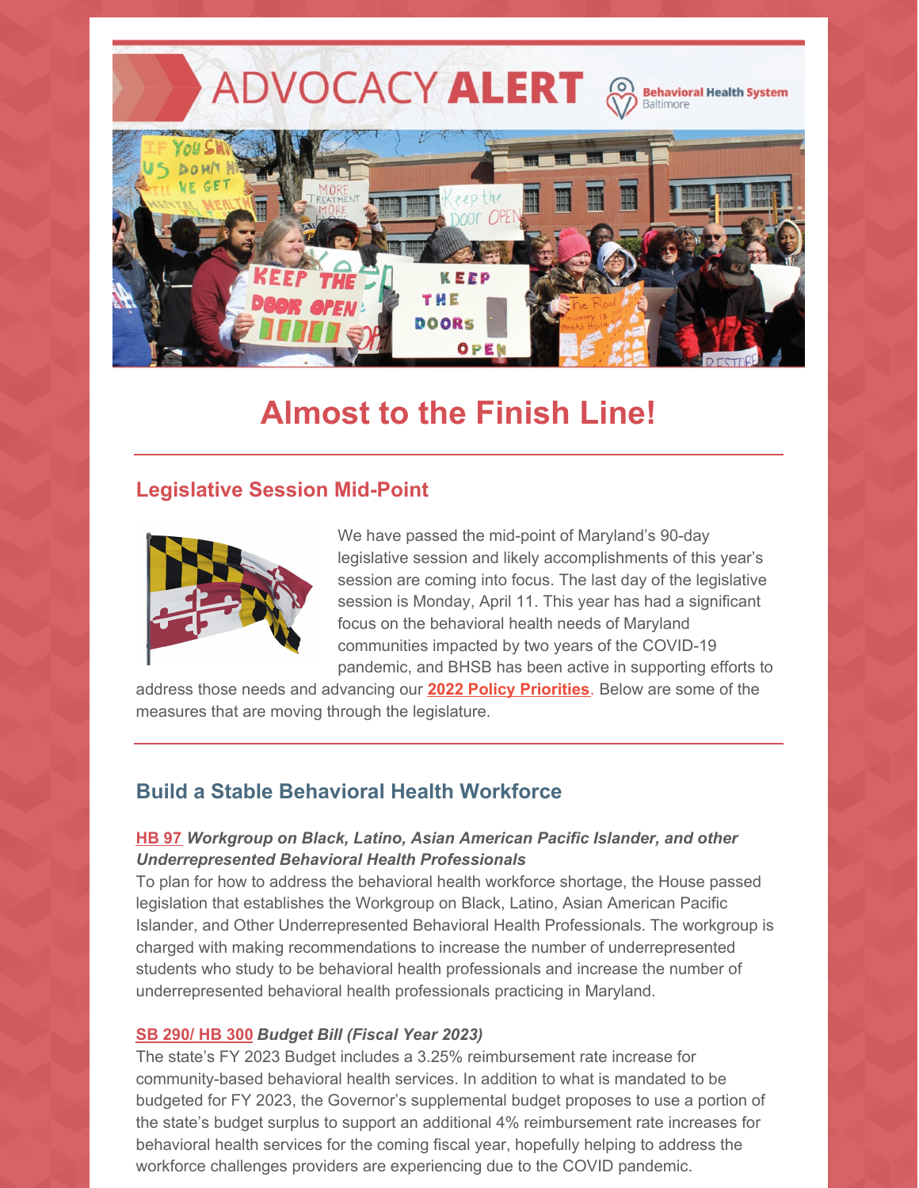# ADVOCACY ALERT

Behavioral Health System Baltimore

## Almost to the Finish Line!

### Legislative Session Mid-Point

We have passed the mid-point of Maryland's 90-day legislative session and likely accomplishments of this year's session are coming into focus. The last day of the legislative session is Monday, April 11. This year has had a significant focus on the behavioral health needs of Maryland communities impacted by two years of the COVID-19 pandemic, and BHSB has been active in supporting efforts to address those needs and advancing our **2022 Policy Priorities**. Below are some of the measures that are moving through the legislature.

### Build a Stable Behavioral Health Workforce

**HB 97** ***Workgroup on Black, Latino, Asian American Pacific Islander, and other Underrepresented Behavioral Health Professionals***
To plan for how to address the behavioral health workforce shortage, the House passed legislation that establishes the Workgroup on Black, Latino, Asian American Pacific Islander, and Other Underrepresented Behavioral Health Professionals. The workgroup is charged with making recommendations to increase the number of underrepresented students who study to be behavioral health professionals and increase the number of underrepresented behavioral health professionals practicing in Maryland.

**SB 290/ HB 300** ***Budget Bill (Fiscal Year 2023)***
The state's FY 2023 Budget includes a 3.25% reimbursement rate increase for community-based behavioral health services. In addition to what is mandated to be budgeted for FY 2023, the Governor's supplemental budget proposes to use a portion of the state's budget surplus to support an additional 4% reimbursement rate increases for behavioral health services for the coming fiscal year, hopefully helping to address the workforce challenges providers are experiencing due to the COVID pandemic.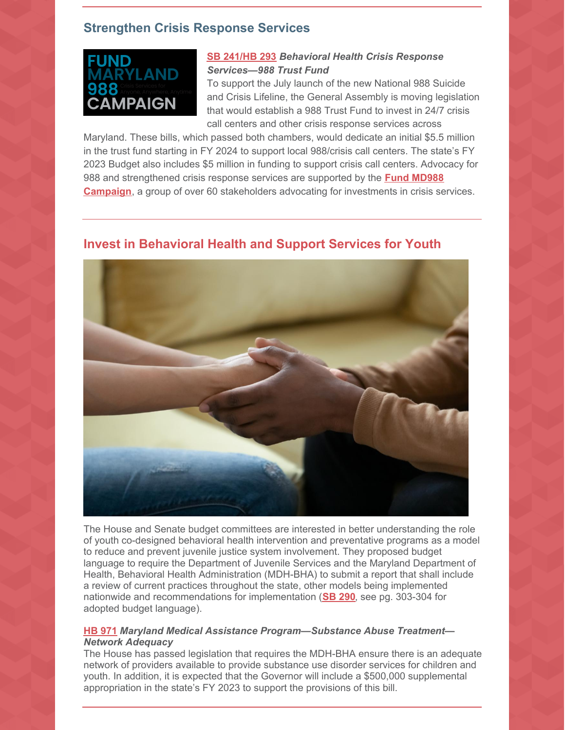## Strengthen Crisis Response Services

**SB 241/HB 293** ***Behavioral Health Crisis Response Services—988 Trust Fund***

To support the July launch of the new National 988 Suicide and Crisis Lifeline, the General Assembly is moving legislation that would establish a 988 Trust Fund to invest in 24/7 crisis call centers and other crisis response services across Maryland. These bills, which passed both chambers, would dedicate an initial $5.5 million in the trust fund starting in FY 2024 to support local 988/crisis call centers. The state's FY 2023 Budget also includes $5 million in funding to support crisis call centers. Advocacy for 988 and strengthened crisis response services are supported by the **Fund MD988 Campaign**, a group of over 60 stakeholders advocating for investments in crisis services.

## Invest in Behavioral Health and Support Services for Youth

The House and Senate budget committees are interested in better understanding the role of youth co-designed behavioral health intervention and preventative programs as a model to reduce and prevent juvenile justice system involvement. They proposed budget language to require the Department of Juvenile Services and the Maryland Department of Health, Behavioral Health Administration (MDH-BHA) to submit a report that shall include a review of current practices throughout the state, other models being implemented nationwide and recommendations for implementation (**SB 290**, see pg. 303-304 for adopted budget language).

**HB 971** ***Maryland Medical Assistance Program—Substance Abuse Treatment—Network Adequacy***

The House has passed legislation that requires the MDH-BHA ensure there is an adequate network of providers available to provide substance use disorder services for children and youth. In addition, it is expected that the Governor will include a $500,000 supplemental appropriation in the state's FY 2023 to support the provisions of this bill.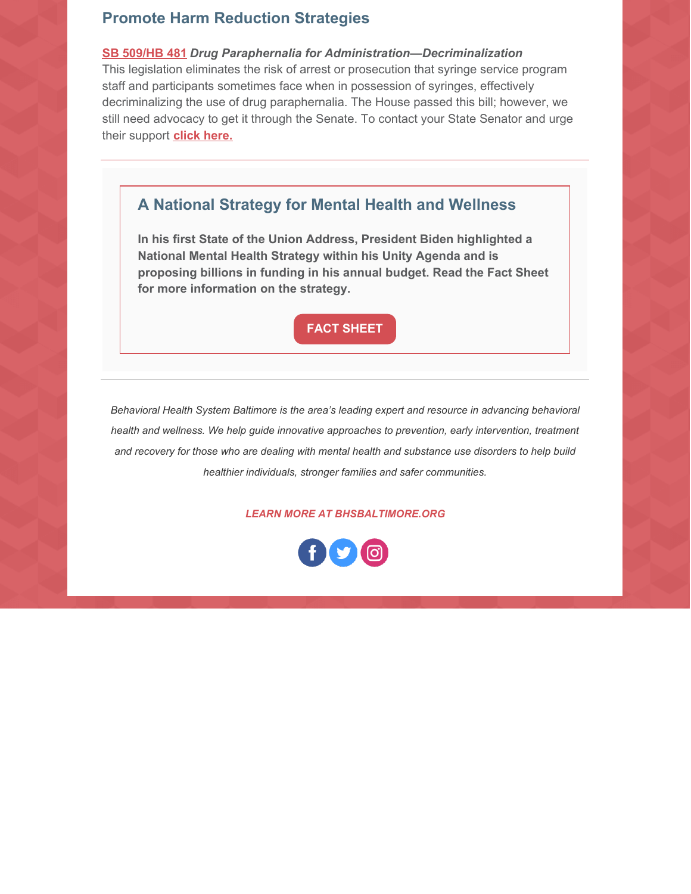## Promote Harm Reduction Strategies

**SB 509/HB 481** ***Drug Paraphernalia for Administration—Decriminalization***
This legislation eliminates the risk of arrest or prosecution that syringe service program staff and participants sometimes face when in possession of syringes, effectively decriminalizing the use of drug paraphernalia. The House passed this bill; however, we still need advocacy to get it through the Senate. To contact your State Senator and urge their support **click here.**

---

## A National Strategy for Mental Health and Wellness

**In his first State of the Union Address, President Biden highlighted a National Mental Health Strategy within his Unity Agenda and is proposing billions in funding in his annual budget. Read the Fact Sheet for more information on the strategy.**

**FACT SHEET**

---

*Behavioral Health System Baltimore is the area's leading expert and resource in advancing behavioral health and wellness. We help guide innovative approaches to prevention, early intervention, treatment and recovery for those who are dealing with mental health and substance use disorders to help build healthier individuals, stronger families and safer communities.*

***LEARN MORE AT BHSBALTIMORE.ORG***